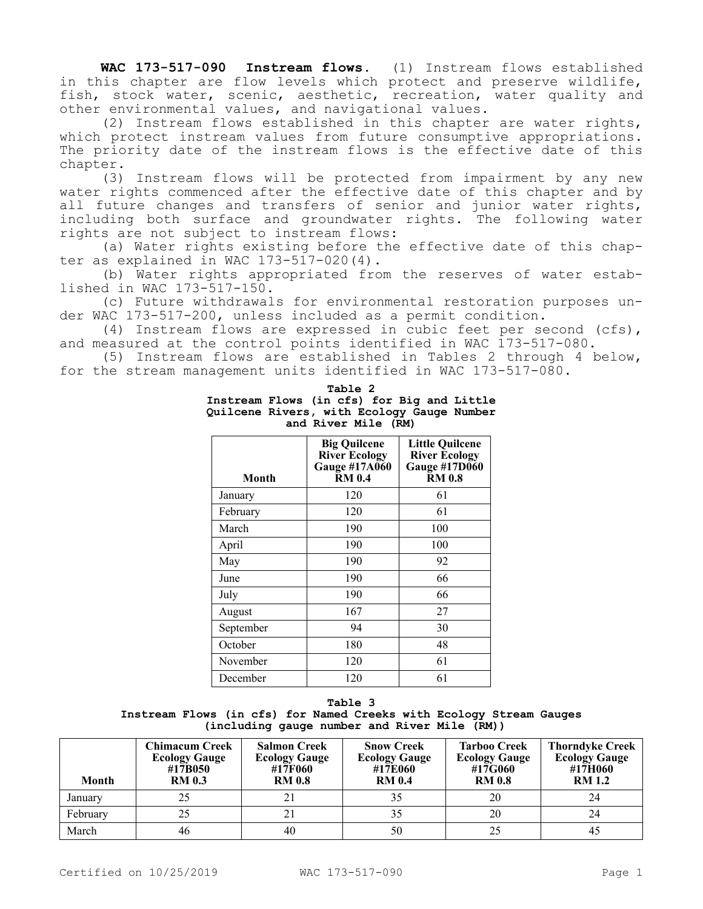**WAC 173-517-090 Instream flows.** (1) Instream flows established in this chapter are flow levels which protect and preserve wildlife, fish, stock water, scenic, aesthetic, recreation, water quality and other environmental values, and navigational values.

(2) Instream flows established in this chapter are water rights, which protect instream values from future consumptive appropriations. The priority date of the instream flows is the effective date of this chapter.

(3) Instream flows will be protected from impairment by any new water rights commenced after the effective date of this chapter and by all future changes and transfers of senior and junior water rights, including both surface and groundwater rights. The following water rights are not subject to instream flows:

(a) Water rights existing before the effective date of this chapter as explained in WAC 173-517-020(4).

(b) Water rights appropriated from the reserves of water established in WAC 173-517-150.

(c) Future withdrawals for environmental restoration purposes under WAC 173-517-200, unless included as a permit condition.

(4) Instream flows are expressed in cubic feet per second (cfs), and measured at the control points identified in WAC 173-517-080.

(5) Instream flows are established in Tables 2 through 4 below, for the stream management units identified in WAC 173-517-080.

**Table 2**
**Instream Flows (in cfs) for Big and Little Quilcene Rivers, with Ecology Gauge Number and River Mile (RM)**

| Month | Big Quilcene River Ecology Gauge #17A060 RM 0.4 | Little Quilcene River Ecology Gauge #17D060 RM 0.8 |
|---|---|---|
| January | 120 | 61 |
| February | 120 | 61 |
| March | 190 | 100 |
| April | 190 | 100 |
| May | 190 | 92 |
| June | 190 | 66 |
| July | 190 | 66 |
| August | 167 | 27 |
| September | 94 | 30 |
| October | 180 | 48 |
| November | 120 | 61 |
| December | 120 | 61 |

**Table 3**
**Instream Flows (in cfs) for Named Creeks with Ecology Stream Gauges (including gauge number and River Mile (RM))**

| Month | Chimacum Creek Ecology Gauge #17B050 RM 0.3 | Salmon Creek Ecology Gauge #17F060 RM 0.8 | Snow Creek Ecology Gauge #17E060 RM 0.4 | Tarboo Creek Ecology Gauge #17G060 RM 0.8 | Thorndyke Creek Ecology Gauge #17H060 RM 1.2 |
|---|---|---|---|---|---|
| January | 25 | 21 | 35 | 20 | 24 |
| February | 25 | 21 | 35 | 20 | 24 |
| March | 46 | 40 | 50 | 25 | 45 |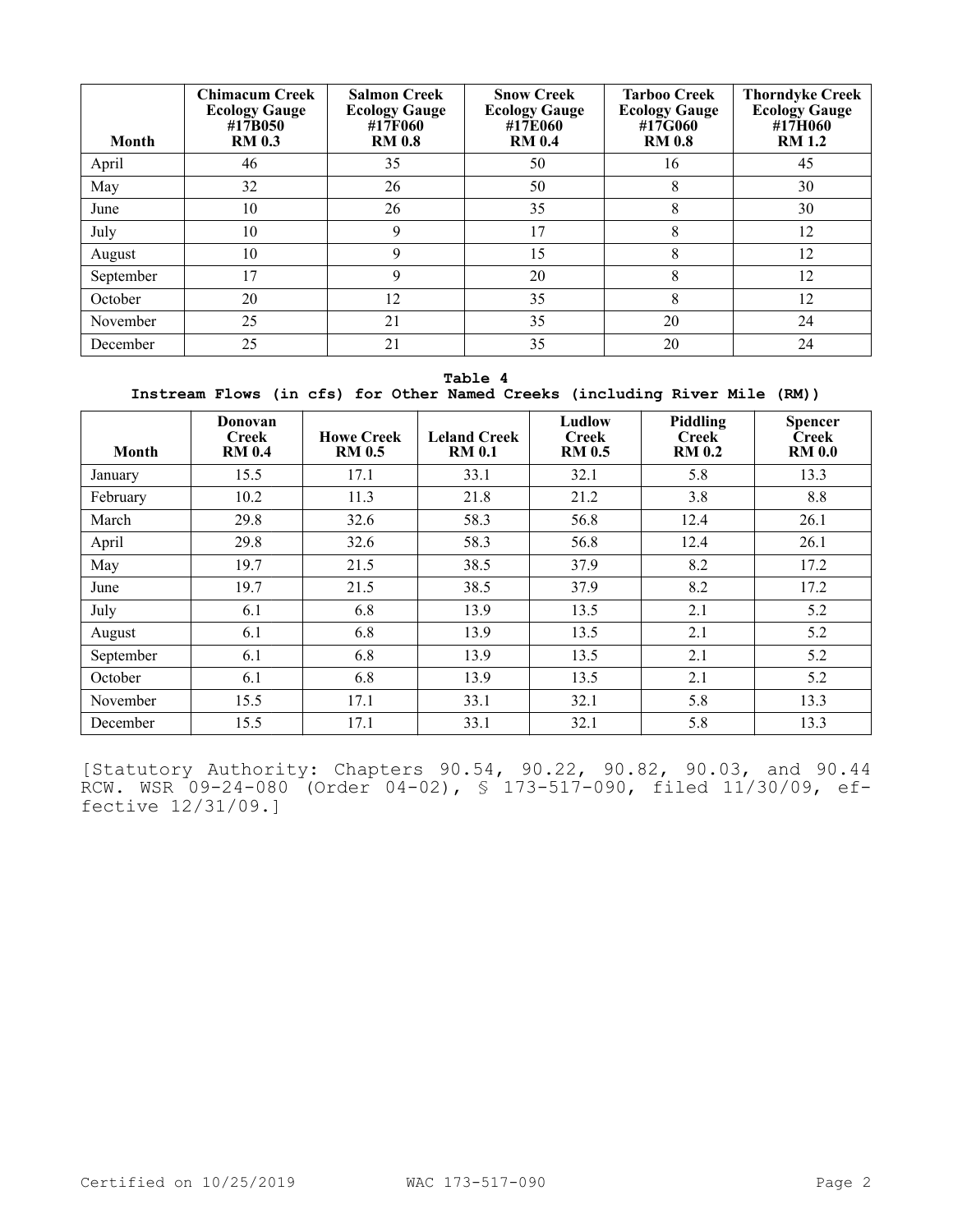| Month | Chimacum Creek Ecology Gauge #17B050 RM 0.3 | Salmon Creek Ecology Gauge #17F060 RM 0.8 | Snow Creek Ecology Gauge #17E060 RM 0.4 | Tarboo Creek Ecology Gauge #17G060 RM 0.8 | Thorndyke Creek Ecology Gauge #17H060 RM 1.2 |
|---|---|---|---|---|---|
| April | 46 | 35 | 50 | 16 | 45 |
| May | 32 | 26 | 50 | 8 | 30 |
| June | 10 | 26 | 35 | 8 | 30 |
| July | 10 | 9 | 17 | 8 | 12 |
| August | 10 | 9 | 15 | 8 | 12 |
| September | 17 | 9 | 20 | 8 | 12 |
| October | 20 | 12 | 35 | 8 | 12 |
| November | 25 | 21 | 35 | 20 | 24 |
| December | 25 | 21 | 35 | 20 | 24 |

**Table 4**
**Instream Flows (in cfs) for Other Named Creeks (including River Mile (RM))**

| Month | Donovan Creek RM 0.4 | Howe Creek RM 0.5 | Leland Creek RM 0.1 | Ludlow Creek RM 0.5 | Piddling Creek RM 0.2 | Spencer Creek RM 0.0 |
|---|---|---|---|---|---|---|
| January | 15.5 | 17.1 | 33.1 | 32.1 | 5.8 | 13.3 |
| February | 10.2 | 11.3 | 21.8 | 21.2 | 3.8 | 8.8 |
| March | 29.8 | 32.6 | 58.3 | 56.8 | 12.4 | 26.1 |
| April | 29.8 | 32.6 | 58.3 | 56.8 | 12.4 | 26.1 |
| May | 19.7 | 21.5 | 38.5 | 37.9 | 8.2 | 17.2 |
| June | 19.7 | 21.5 | 38.5 | 37.9 | 8.2 | 17.2 |
| July | 6.1 | 6.8 | 13.9 | 13.5 | 2.1 | 5.2 |
| August | 6.1 | 6.8 | 13.9 | 13.5 | 2.1 | 5.2 |
| September | 6.1 | 6.8 | 13.9 | 13.5 | 2.1 | 5.2 |
| October | 6.1 | 6.8 | 13.9 | 13.5 | 2.1 | 5.2 |
| November | 15.5 | 17.1 | 33.1 | 32.1 | 5.8 | 13.3 |
| December | 15.5 | 17.1 | 33.1 | 32.1 | 5.8 | 13.3 |

[Statutory Authority: Chapters 90.54, 90.22, 90.82, 90.03, and 90.44 RCW. WSR 09-24-080 (Order 04-02), § 173-517-090, filed 11/30/09, effective 12/31/09.]